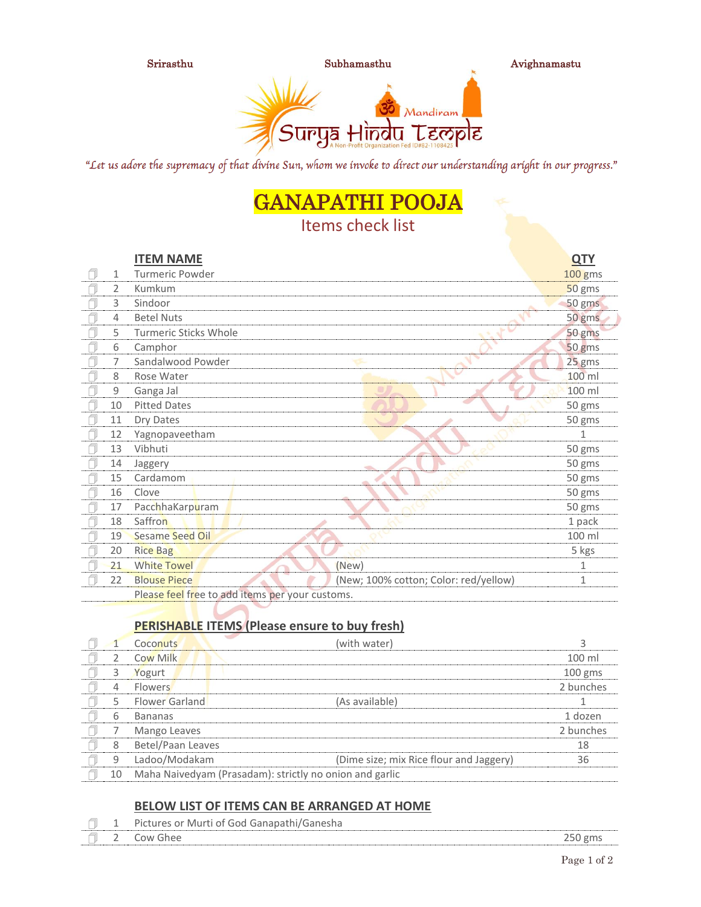Srirasthu Subhamasthu Avighnamastu

Surya Hindu Temple
Mandiram
A Non-Profit Organization Fed ID#82-1108425

*"Let us adore the supremacy of that divine Sun, whom we invoke to direct our understanding aright in our progress."*

# GANAPATHI POOJA

## Items check list

| | # | ITEM NAME | | QTY |
|---|---|---|---|---|
| ☐ | 1 | Turmeric Powder | | 100 gms |
| ☐ | 2 | Kumkum | | 50 gms |
| ☐ | 3 | Sindoor | | 50 gms |
| ☐ | 4 | Betel Nuts | | 50 gms |
| ☐ | 5 | Turmeric Sticks Whole | | 50 gms |
| ☐ | 6 | Camphor | | 50 gms |
| ☐ | 7 | Sandalwood Powder | | 25 gms |
| ☐ | 8 | Rose Water | | 100 ml |
| ☐ | 9 | Ganga Jal | | 100 ml |
| ☐ | 10 | Pitted Dates | | 50 gms |
| ☐ | 11 | Dry Dates | | 50 gms |
| ☐ | 12 | Yagnopaveetham | | 1 |
| ☐ | 13 | Vibhuti | | 50 gms |
| ☐ | 14 | Jaggery | | 50 gms |
| ☐ | 15 | Cardamom | | 50 gms |
| ☐ | 16 | Clove | | 50 gms |
| ☐ | 17 | PacchhaKarpuram | | 50 gms |
| ☐ | 18 | Saffron | | 1 pack |
| ☐ | 19 | Sesame Seed Oil | | 100 ml |
| ☐ | 20 | Rice Bag | | 5 kgs |
| ☐ | 21 | White Towel | (New) | 1 |
| ☐ | 22 | Blouse Piece | (New; 100% cotton; Color: red/yellow) | 1 |
| | | Please feel free to add items per your customs. | | |

### PERISHABLE ITEMS (Please ensure to buy fresh)

| | # | ITEM NAME | | QTY |
|---|---|---|---|---|
| ☐ | 1 | Coconuts | (with water) | 3 |
| ☐ | 2 | Cow Milk | | 100 ml |
| ☐ | 3 | Yogurt | | 100 gms |
| ☐ | 4 | Flowers | | 2 bunches |
| ☐ | 5 | Flower Garland | (As available) | 1 |
| ☐ | 6 | Bananas | | 1 dozen |
| ☐ | 7 | Mango Leaves | | 2 bunches |
| ☐ | 8 | Betel/Paan Leaves | | 18 |
| ☐ | 9 | Ladoo/Modakam | (Dime size; mix Rice flour and Jaggery) | 36 |
| ☐ | 10 | Maha Naivedyam (Prasadam): strictly no onion and garlic | | |

### BELOW LIST OF ITEMS CAN BE ARRANGED AT HOME

| | # | ITEM NAME | QTY |
|---|---|---|---|
| ☐ | 1 | Pictures or Murti of God Ganapathi/Ganesha | |
| ☐ | 2 | Cow Ghee | 250 gms |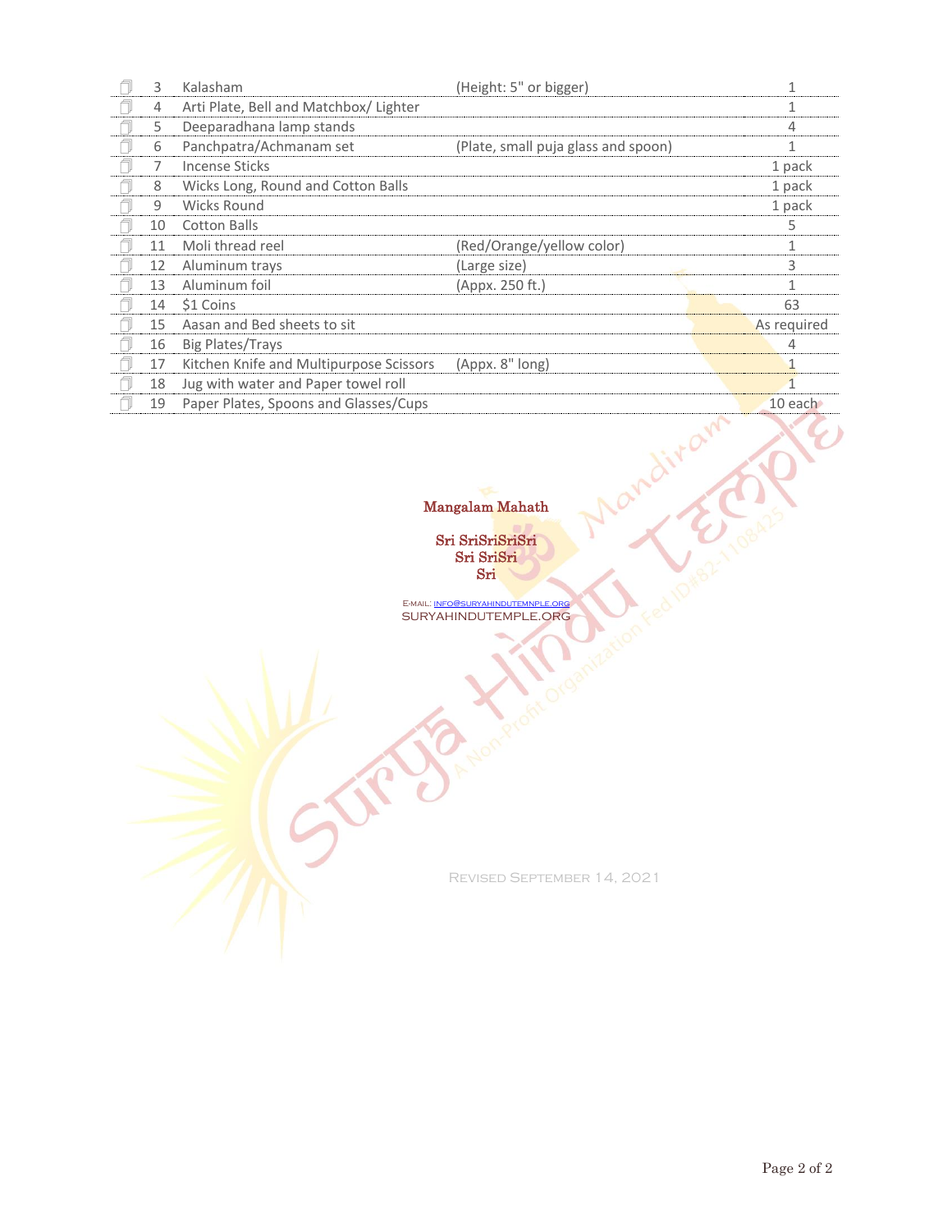| | | | | |
|---|---|---|---|---|
| ☐ | 3 | Kalasham | (Height: 5" or bigger) | 1 |
| ☐ | 4 | Arti Plate, Bell and Matchbox/ Lighter | | 1 |
| ☐ | 5 | Deeparadhana lamp stands | | 4 |
| ☐ | 6 | Panchpatra/Achmanam set | (Plate, small puja glass and spoon) | 1 |
| ☐ | 7 | Incense Sticks | | 1 pack |
| ☐ | 8 | Wicks Long, Round and Cotton Balls | | 1 pack |
| ☐ | 9 | Wicks Round | | 1 pack |
| ☐ | 10 | Cotton Balls | | 5 |
| ☐ | 11 | Moli thread reel | (Red/Orange/yellow color) | 1 |
| ☐ | 12 | Aluminum trays | (Large size) | 3 |
| ☐ | 13 | Aluminum foil | (Appx. 250 ft.) | 1 |
| ☐ | 14 | $1 Coins | | 63 |
| ☐ | 15 | Aasan and Bed sheets to sit | | As required |
| ☐ | 16 | Big Plates/Trays | | 4 |
| ☐ | 17 | Kitchen Knife and Multipurpose Scissors | (Appx. 8" long) | 1 |
| ☐ | 18 | Jug with water and Paper towel roll | | 1 |
| ☐ | 19 | Paper Plates, Spoons and Glasses/Cups | | 10 each |

Mangalam Mahath

Sri SriSriSriSri
Sri SriSri
Sri

E-MAIL: INFO@SURYAHINDUTEMNPLE.ORG
SURYAHINDUTEMPLE.ORG

REVISED SEPTEMBER 14, 2021